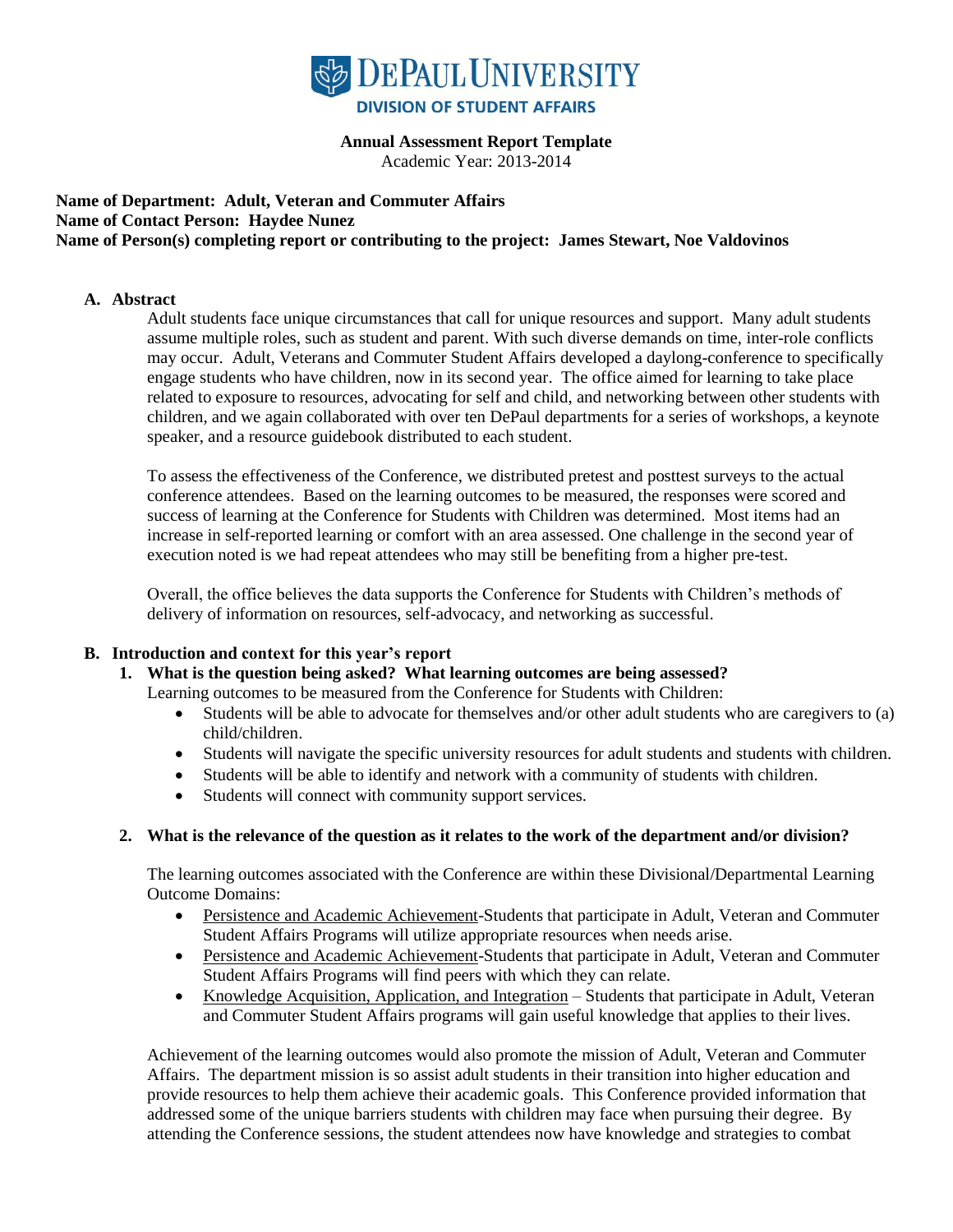DePaul University

DIVISION OF STUDENT AFFAIRS

**Annual Assessment Report Template**

Academic Year: 2013-2014

**Name of Department: Adult, Veteran and Commuter Affairs**
**Name of Contact Person: Haydee Nunez**
**Name of Person(s) completing report or contributing to the project: James Stewart, Noe Valdovinos**

## A. Abstract

Adult students face unique circumstances that call for unique resources and support. Many adult students assume multiple roles, such as student and parent. With such diverse demands on time, inter-role conflicts may occur. Adult, Veterans and Commuter Student Affairs developed a daylong-conference to specifically engage students who have children, now in its second year. The office aimed for learning to take place related to exposure to resources, advocating for self and child, and networking between other students with children, and we again collaborated with over ten DePaul departments for a series of workshops, a keynote speaker, and a resource guidebook distributed to each student.

To assess the effectiveness of the Conference, we distributed pretest and posttest surveys to the actual conference attendees. Based on the learning outcomes to be measured, the responses were scored and success of learning at the Conference for Students with Children was determined. Most items had an increase in self-reported learning or comfort with an area assessed. One challenge in the second year of execution noted is we had repeat attendees who may still be benefiting from a higher pre-test.

Overall, the office believes the data supports the Conference for Students with Children's methods of delivery of information on resources, self-advocacy, and networking as successful.

## B. Introduction and context for this year's report

### 1. What is the question being asked? What learning outcomes are being assessed?

Learning outcomes to be measured from the Conference for Students with Children:

- Students will be able to advocate for themselves and/or other adult students who are caregivers to (a) child/children.
- Students will navigate the specific university resources for adult students and students with children.
- Students will be able to identify and network with a community of students with children.
- Students will connect with community support services.

### 2. What is the relevance of the question as it relates to the work of the department and/or division?

The learning outcomes associated with the Conference are within these Divisional/Departmental Learning Outcome Domains:

- Persistence and Academic Achievement-Students that participate in Adult, Veteran and Commuter Student Affairs Programs will utilize appropriate resources when needs arise.
- Persistence and Academic Achievement-Students that participate in Adult, Veteran and Commuter Student Affairs Programs will find peers with which they can relate.
- Knowledge Acquisition, Application, and Integration – Students that participate in Adult, Veteran and Commuter Student Affairs programs will gain useful knowledge that applies to their lives.

Achievement of the learning outcomes would also promote the mission of Adult, Veteran and Commuter Affairs. The department mission is so assist adult students in their transition into higher education and provide resources to help them achieve their academic goals. This Conference provided information that addressed some of the unique barriers students with children may face when pursuing their degree. By attending the Conference sessions, the student attendees now have knowledge and strategies to combat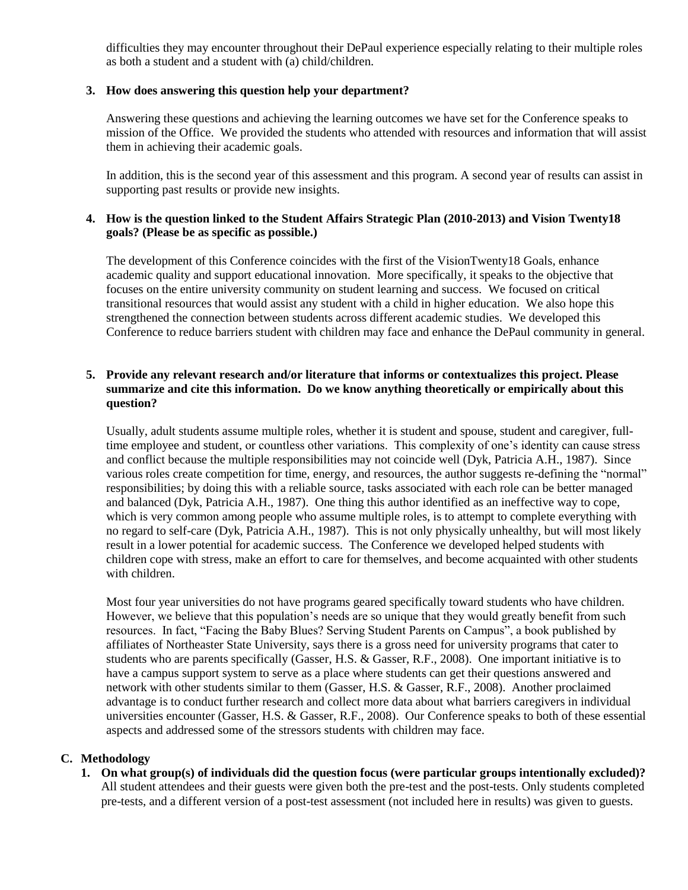difficulties they may encounter throughout their DePaul experience especially relating to their multiple roles as both a student and a student with (a) child/children.

**3. How does answering this question help your department?**

Answering these questions and achieving the learning outcomes we have set for the Conference speaks to mission of the Office. We provided the students who attended with resources and information that will assist them in achieving their academic goals.

In addition, this is the second year of this assessment and this program. A second year of results can assist in supporting past results or provide new insights.

**4. How is the question linked to the Student Affairs Strategic Plan (2010-2013) and Vision Twenty18 goals? (Please be as specific as possible.)**

The development of this Conference coincides with the first of the VisionTwenty18 Goals, enhance academic quality and support educational innovation. More specifically, it speaks to the objective that focuses on the entire university community on student learning and success. We focused on critical transitional resources that would assist any student with a child in higher education. We also hope this strengthened the connection between students across different academic studies. We developed this Conference to reduce barriers student with children may face and enhance the DePaul community in general.

**5. Provide any relevant research and/or literature that informs or contextualizes this project. Please summarize and cite this information. Do we know anything theoretically or empirically about this question?**

Usually, adult students assume multiple roles, whether it is student and spouse, student and caregiver, full-time employee and student, or countless other variations. This complexity of one's identity can cause stress and conflict because the multiple responsibilities may not coincide well (Dyk, Patricia A.H., 1987). Since various roles create competition for time, energy, and resources, the author suggests re-defining the "normal" responsibilities; by doing this with a reliable source, tasks associated with each role can be better managed and balanced (Dyk, Patricia A.H., 1987). One thing this author identified as an ineffective way to cope, which is very common among people who assume multiple roles, is to attempt to complete everything with no regard to self-care (Dyk, Patricia A.H., 1987). This is not only physically unhealthy, but will most likely result in a lower potential for academic success. The Conference we developed helped students with children cope with stress, make an effort to care for themselves, and become acquainted with other students with children.

Most four year universities do not have programs geared specifically toward students who have children. However, we believe that this population's needs are so unique that they would greatly benefit from such resources. In fact, "Facing the Baby Blues? Serving Student Parents on Campus", a book published by affiliates of Northeaster State University, says there is a gross need for university programs that cater to students who are parents specifically (Gasser, H.S. & Gasser, R.F., 2008). One important initiative is to have a campus support system to serve as a place where students can get their questions answered and network with other students similar to them (Gasser, H.S. & Gasser, R.F., 2008). Another proclaimed advantage is to conduct further research and collect more data about what barriers caregivers in individual universities encounter (Gasser, H.S. & Gasser, R.F., 2008). Our Conference speaks to both of these essential aspects and addressed some of the stressors students with children may face.

## C. Methodology

**1. On what group(s) of individuals did the question focus (were particular groups intentionally excluded)?**
All student attendees and their guests were given both the pre-test and the post-tests. Only students completed pre-tests, and a different version of a post-test assessment (not included here in results) was given to guests.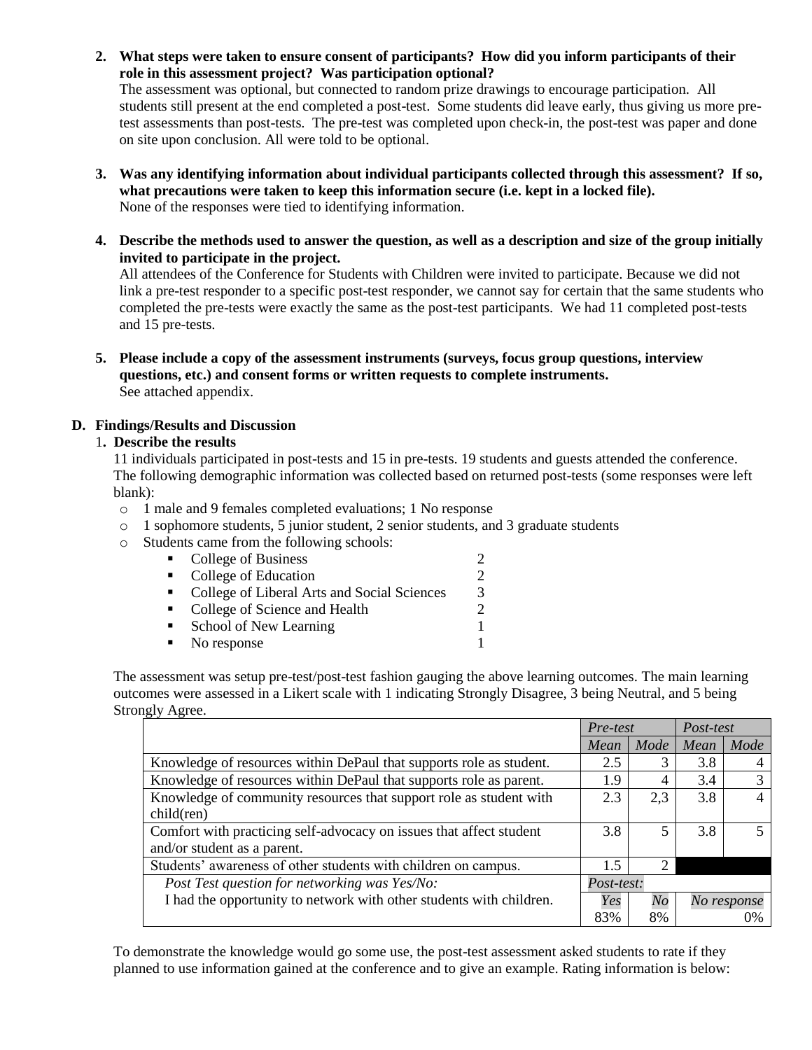2. **What steps were taken to ensure consent of participants? How did you inform participants of their role in this assessment project? Was participation optional?**
   The assessment was optional, but connected to random prize drawings to encourage participation. All students still present at the end completed a post-test. Some students did leave early, thus giving us more pre-test assessments than post-tests. The pre-test was completed upon check-in, the post-test was paper and done on site upon conclusion. All were told to be optional.

3. **Was any identifying information about individual participants collected through this assessment? If so, what precautions were taken to keep this information secure (i.e. kept in a locked file).**
   None of the responses were tied to identifying information.

4. **Describe the methods used to answer the question, as well as a description and size of the group initially invited to participate in the project.**
   All attendees of the Conference for Students with Children were invited to participate. Because we did not link a pre-test responder to a specific post-test responder, we cannot say for certain that the same students who completed the pre-tests were exactly the same as the post-test participants. We had 11 completed post-tests and 15 pre-tests.

5. **Please include a copy of the assessment instruments (surveys, focus group questions, interview questions, etc.) and consent forms or written requests to complete instruments.**
   See attached appendix.

**D. Findings/Results and Discussion**

1. **Describe the results**

11 individuals participated in post-tests and 15 in pre-tests. 19 students and guests attended the conference. The following demographic information was collected based on returned post-tests (some responses were left blank):

- 1 male and 9 females completed evaluations; 1 No response
- 1 sophomore students, 5 junior student, 2 senior students, and 3 graduate students
- Students came from the following schools:
  - College of Business 2
  - College of Education 2
  - College of Liberal Arts and Social Sciences 3
  - College of Science and Health 2
  - School of New Learning 1
  - No response 1

The assessment was setup pre-test/post-test fashion gauging the above learning outcomes. The main learning outcomes were assessed in a Likert scale with 1 indicating Strongly Disagree, 3 being Neutral, and 5 being Strongly Agree.

| | *Pre-test* | | *Post-test* | |
|---|---|---|---|---|
| | *Mean* | *Mode* | *Mean* | *Mode* |
| Knowledge of resources within DePaul that supports role as student. | 2.5 | 3 | 3.8 | 4 |
| Knowledge of resources within DePaul that supports role as parent. | 1.9 | 4 | 3.4 | 3 |
| Knowledge of community resources that support role as student with child(ren) | 2.3 | 2,3 | 3.8 | 4 |
| Comfort with practicing self-advocacy on issues that affect student and/or student as a parent. | 3.8 | 5 | 3.8 | 5 |
| Students' awareness of other students with children on campus. | 1.5 | 2 | | |
| *Post Test question for networking was Yes/No:* | *Post-test:* | | | |
| I had the opportunity to network with other students with children. | *Yes* 83% | *No* 8% | *No response* 0% | |

To demonstrate the knowledge would go some use, the post-test assessment asked students to rate if they planned to use information gained at the conference and to give an example. Rating information is below: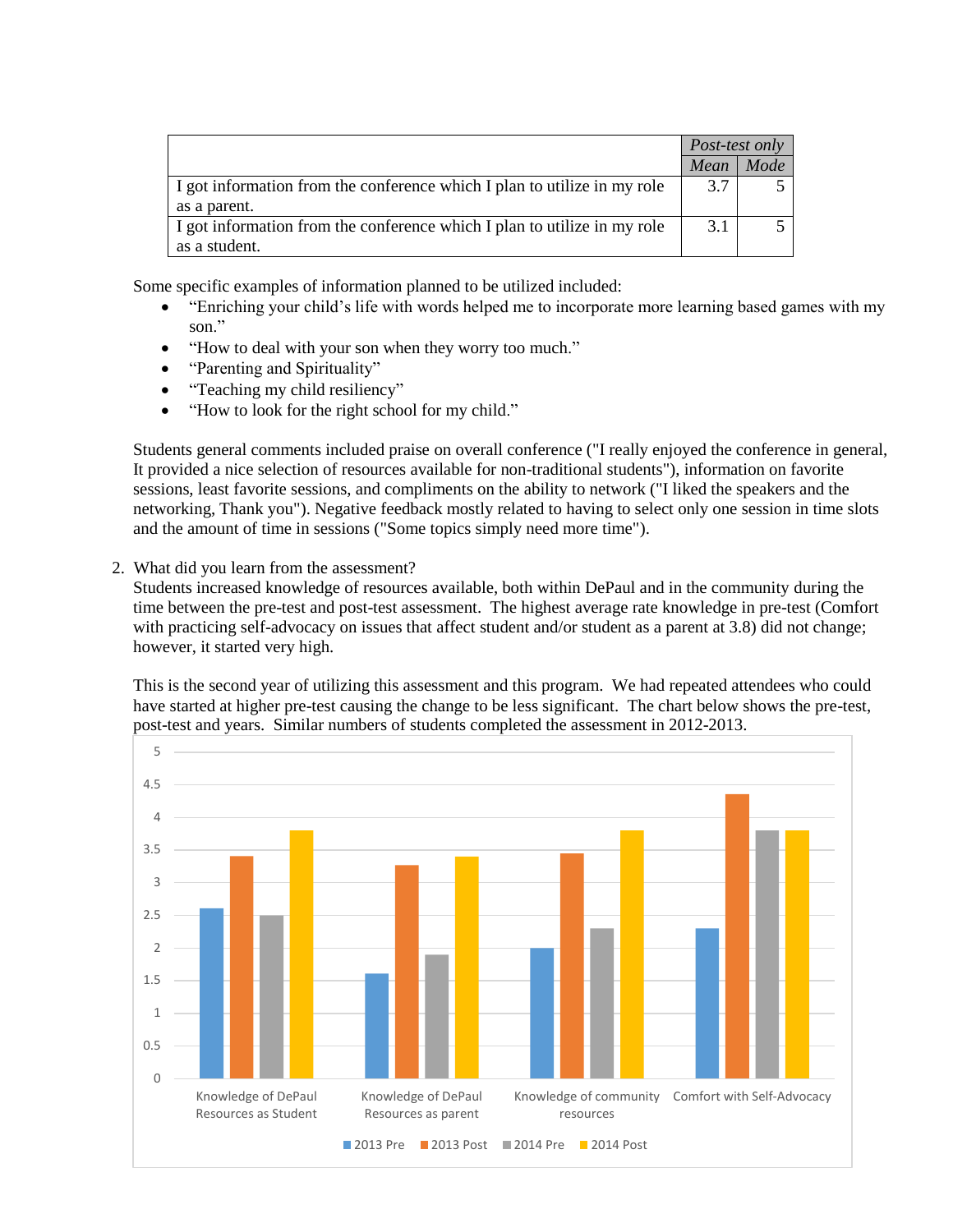| | Post-test only | |
|---|---|---|
| | Mean | Mode |
| I got information from the conference which I plan to utilize in my role as a parent. | 3.7 | 5 |
| I got information from the conference which I plan to utilize in my role as a student. | 3.1 | 5 |

Some specific examples of information planned to be utilized included:

- "Enriching your child's life with words helped me to incorporate more learning based games with my son."
- "How to deal with your son when they worry too much."
- "Parenting and Spirituality"
- "Teaching my child resiliency"
- "How to look for the right school for my child."

Students general comments included praise on overall conference ("I really enjoyed the conference in general, It provided a nice selection of resources available for non-traditional students"), information on favorite sessions, least favorite sessions, and compliments on the ability to network ("I liked the speakers and the networking, Thank you"). Negative feedback mostly related to having to select only one session in time slots and the amount of time in sessions ("Some topics simply need more time").

2. What did you learn from the assessment?
   Students increased knowledge of resources available, both within DePaul and in the community during the time between the pre-test and post-test assessment. The highest average rate knowledge in pre-test (Comfort with practicing self-advocacy on issues that affect student and/or student as a parent at 3.8) did not change; however, it started very high.

   This is the second year of utilizing this assessment and this program. We had repeated attendees who could have started at higher pre-test causing the change to be less significant. The chart below shows the pre-test, post-test and years. Similar numbers of students completed the assessment in 2012-2013.

| | 2013 Pre | 2013 Post | 2014 Pre | 2014 Post |
|---|---|---|---|---|
| Knowledge of DePaul Resources as Student | 2.6 | 3.4 | 2.5 | 3.8 |
| Knowledge of DePaul Resources as parent | 1.6 | 3.27 | 1.9 | 3.4 |
| Knowledge of community resources | 2 | 3.45 | 2.3 | 3.8 |
| Comfort with Self-Advocacy | 2.3 | 4.35 | 3.8 | 3.8 |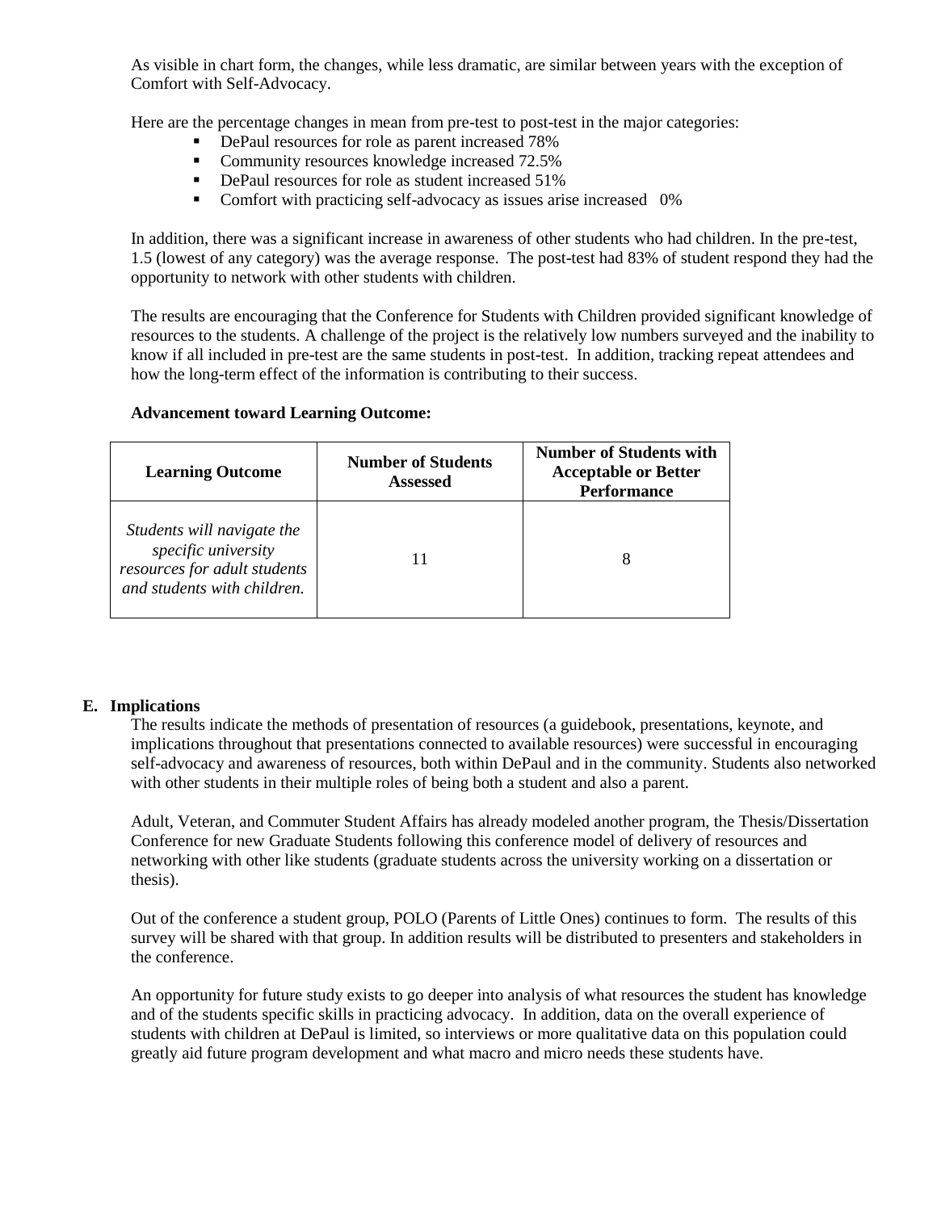As visible in chart form, the changes, while less dramatic, are similar between years with the exception of Comfort with Self-Advocacy.

Here are the percentage changes in mean from pre-test to post-test in the major categories:

- DePaul resources for role as parent increased 78%
- Community resources knowledge increased 72.5%
- DePaul resources for role as student increased 51%
- Comfort with practicing self-advocacy as issues arise increased 0%

In addition, there was a significant increase in awareness of other students who had children. In the pre-test, 1.5 (lowest of any category) was the average response. The post-test had 83% of student respond they had the opportunity to network with other students with children.

The results are encouraging that the Conference for Students with Children provided significant knowledge of resources to the students. A challenge of the project is the relatively low numbers surveyed and the inability to know if all included in pre-test are the same students in post-test. In addition, tracking repeat attendees and how the long-term effect of the information is contributing to their success.

**Advancement toward Learning Outcome:**

| Learning Outcome | Number of Students Assessed | Number of Students with Acceptable or Better Performance |
|---|---|---|
| *Students will navigate the specific university resources for adult students and students with children.* | 11 | 8 |

## E. Implications

The results indicate the methods of presentation of resources (a guidebook, presentations, keynote, and implications throughout that presentations connected to available resources) were successful in encouraging self-advocacy and awareness of resources, both within DePaul and in the community. Students also networked with other students in their multiple roles of being both a student and also a parent.

Adult, Veteran, and Commuter Student Affairs has already modeled another program, the Thesis/Dissertation Conference for new Graduate Students following this conference model of delivery of resources and networking with other like students (graduate students across the university working on a dissertation or thesis).

Out of the conference a student group, POLO (Parents of Little Ones) continues to form. The results of this survey will be shared with that group. In addition results will be distributed to presenters and stakeholders in the conference.

An opportunity for future study exists to go deeper into analysis of what resources the student has knowledge and of the students specific skills in practicing advocacy. In addition, data on the overall experience of students with children at DePaul is limited, so interviews or more qualitative data on this population could greatly aid future program development and what macro and micro needs these students have.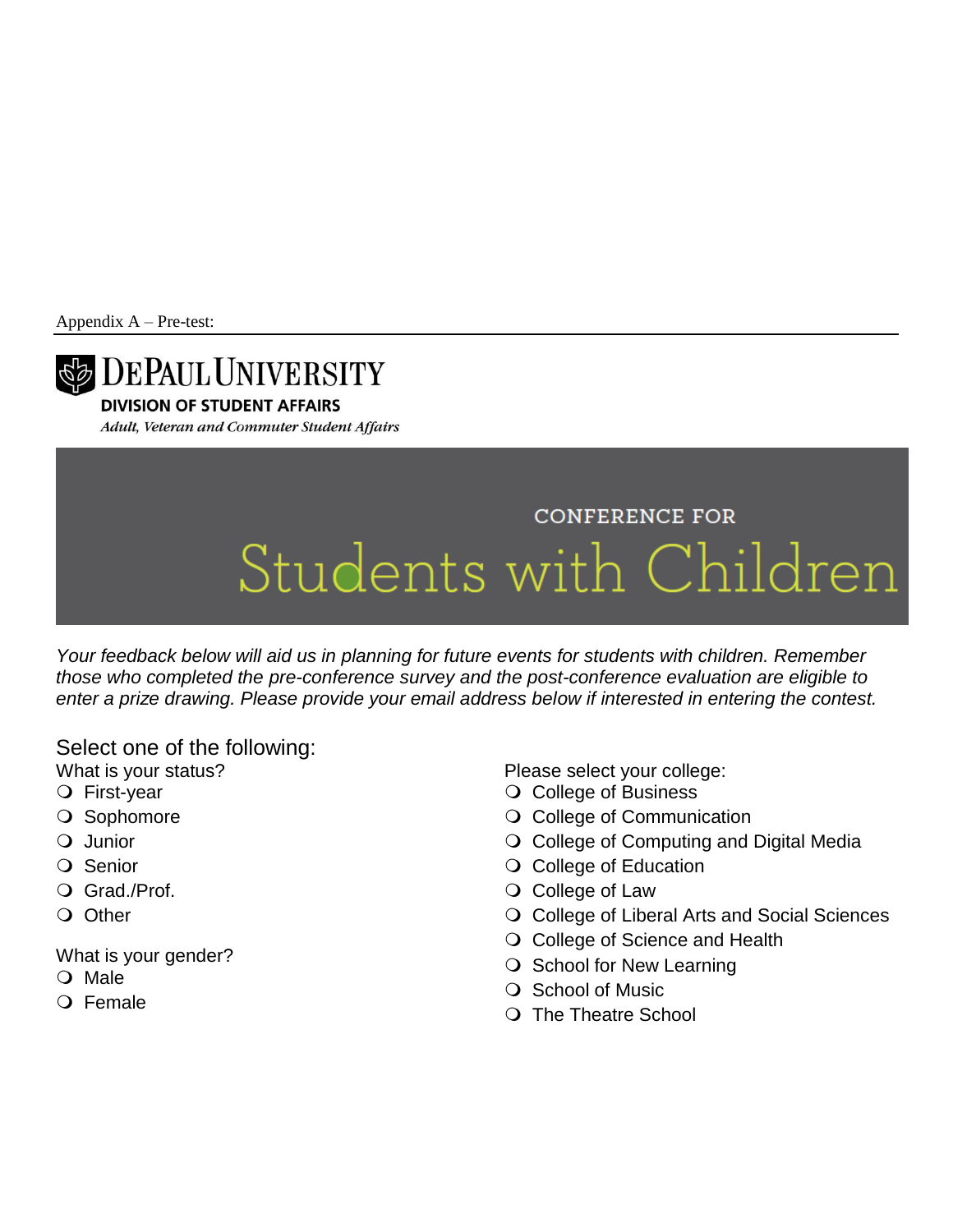Appendix A – Pre-test:

# DEPAUL UNIVERSITY

**DIVISION OF STUDENT AFFAIRS**

*Adult, Veteran and Commuter Student Affairs*

CONFERENCE FOR

## Students with Children

*Your feedback below will aid us in planning for future events for students with children. Remember those who completed the pre-conference survey and the post-conference evaluation are eligible to enter a prize drawing. Please provide your email address below if interested in entering the contest.*

Select one of the following:

What is your status?

- First-year
- Sophomore
- Junior
- Senior
- Grad./Prof.
- Other

What is your gender?

- Male
- Female

Please select your college:

- College of Business
- College of Communication
- College of Computing and Digital Media
- College of Education
- College of Law
- College of Liberal Arts and Social Sciences
- College of Science and Health
- School for New Learning
- School of Music
- The Theatre School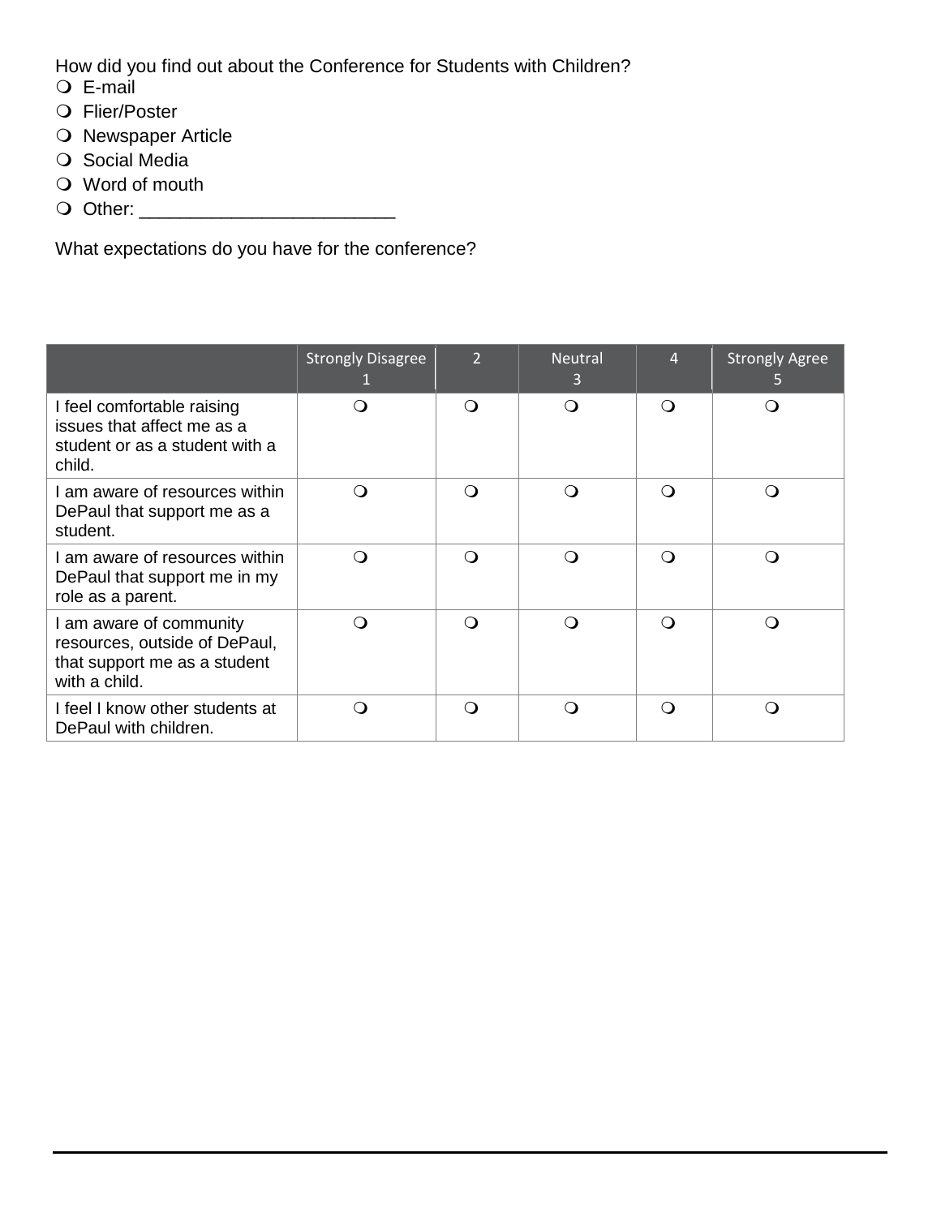How did you find out about the Conference for Students with Children?

- ❍ E-mail
- ❍ Flier/Poster
- ❍ Newspaper Article
- ❍ Social Media
- ❍ Word of mouth
- ❍ Other: ________________________

What expectations do you have for the conference?

| | Strongly Disagree 1 | 2 | Neutral 3 | 4 | Strongly Agree 5 |
|---|---|---|---|---|---|
| I feel comfortable raising issues that affect me as a student or as a student with a child. | ❍ | ❍ | ❍ | ❍ | ❍ |
| I am aware of resources within DePaul that support me as a student. | ❍ | ❍ | ❍ | ❍ | ❍ |
| I am aware of resources within DePaul that support me in my role as a parent. | ❍ | ❍ | ❍ | ❍ | ❍ |
| I am aware of community resources, outside of DePaul, that support me as a student with a child. | ❍ | ❍ | ❍ | ❍ | ❍ |
| I feel I know other students at DePaul with children. | ❍ | ❍ | ❍ | ❍ | ❍ |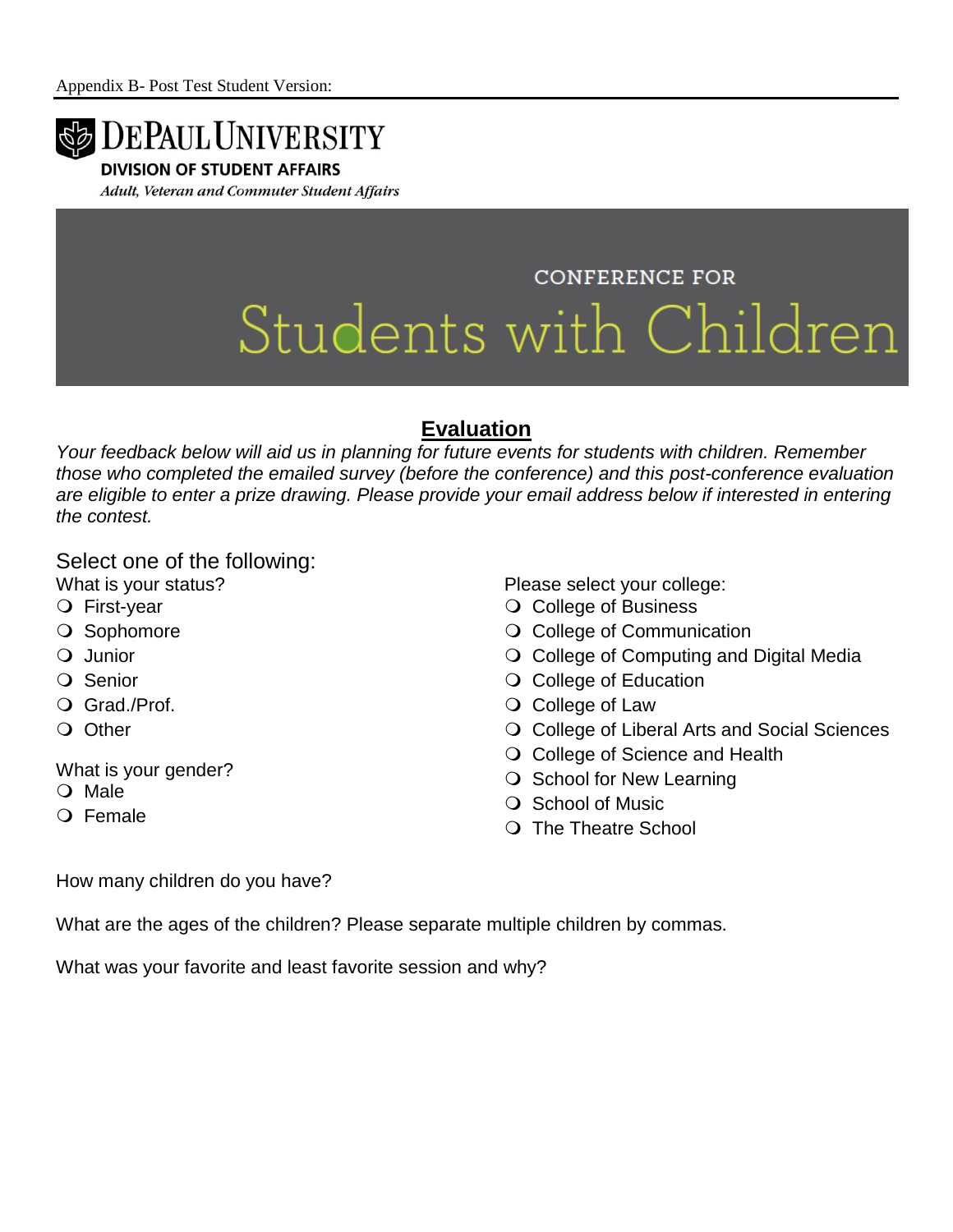Appendix B- Post Test Student Version:

**DePaul University**

**DIVISION OF STUDENT AFFAIRS**

*Adult, Veteran and Commuter Student Affairs*

CONFERENCE FOR

# Students with Children

## Evaluation

*Your feedback below will aid us in planning for future events for students with children. Remember those who completed the emailed survey (before the conference) and this post-conference evaluation are eligible to enter a prize drawing. Please provide your email address below if interested in entering the contest.*

Select one of the following:

What is your status?

- First-year
- Sophomore
- Junior
- Senior
- Grad./Prof.
- Other

What is your gender?

- Male
- Female

Please select your college:

- College of Business
- College of Communication
- College of Computing and Digital Media
- College of Education
- College of Law
- College of Liberal Arts and Social Sciences
- College of Science and Health
- School for New Learning
- School of Music
- The Theatre School

How many children do you have?

What are the ages of the children? Please separate multiple children by commas.

What was your favorite and least favorite session and why?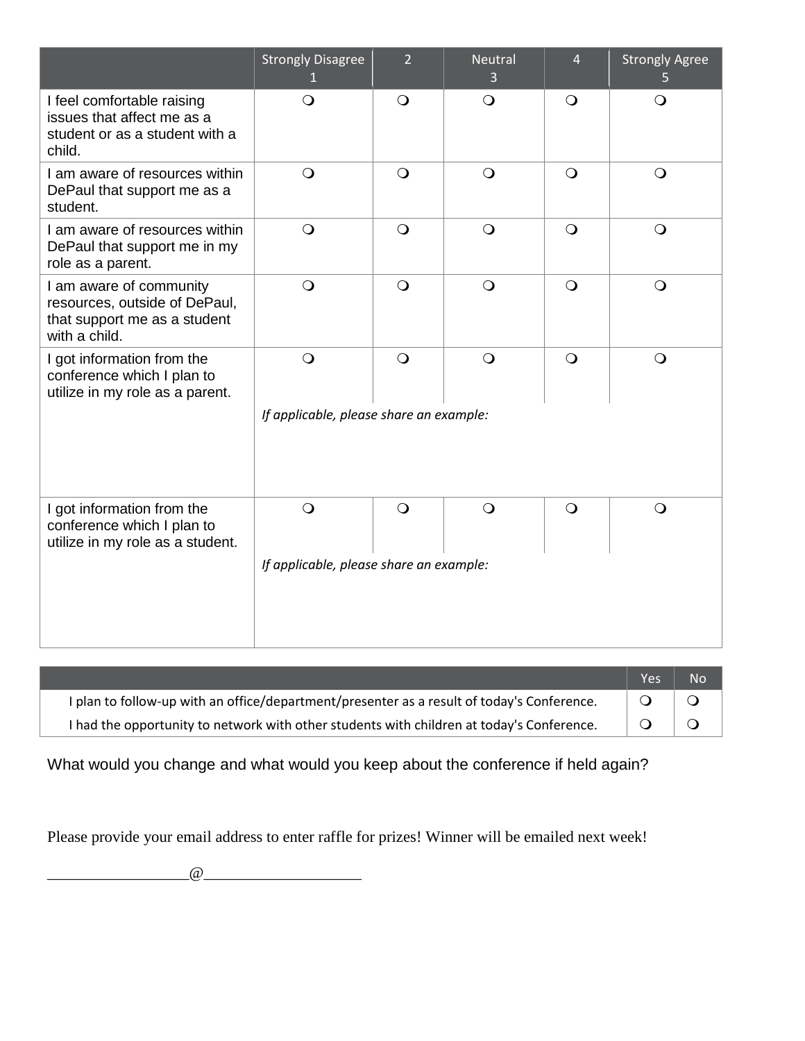| | Strongly Disagree 1 | 2 | Neutral 3 | 4 | Strongly Agree 5 |
|---|---|---|---|---|---|
| I feel comfortable raising issues that affect me as a student or as a student with a child. | ❍ | ❍ | ❍ | ❍ | ❍ |
| I am aware of resources within DePaul that support me as a student. | ❍ | ❍ | ❍ | ❍ | ❍ |
| I am aware of resources within DePaul that support me in my role as a parent. | ❍ | ❍ | ❍ | ❍ | ❍ |
| I am aware of community resources, outside of DePaul, that support me as a student with a child. | ❍ | ❍ | ❍ | ❍ | ❍ |
| I got information from the conference which I plan to utilize in my role as a parent. | ❍ | ❍ | ❍ | ❍ | ❍ |
| | *If applicable, please share an example:* | | | | |
| I got information from the conference which I plan to utilize in my role as a student. | ❍ | ❍ | ❍ | ❍ | ❍ |
| | *If applicable, please share an example:* | | | | |

| | Yes | No |
|---|---|---|
| I plan to follow-up with an office/department/presenter as a result of today's Conference. | ❍ | ❍ |
| I had the opportunity to network with other students with children at today's Conference. | ❍ | ❍ |

What would you change and what would you keep about the conference if held again?

Please provide your email address to enter raffle for prizes! Winner will be emailed next week!

__________________@____________________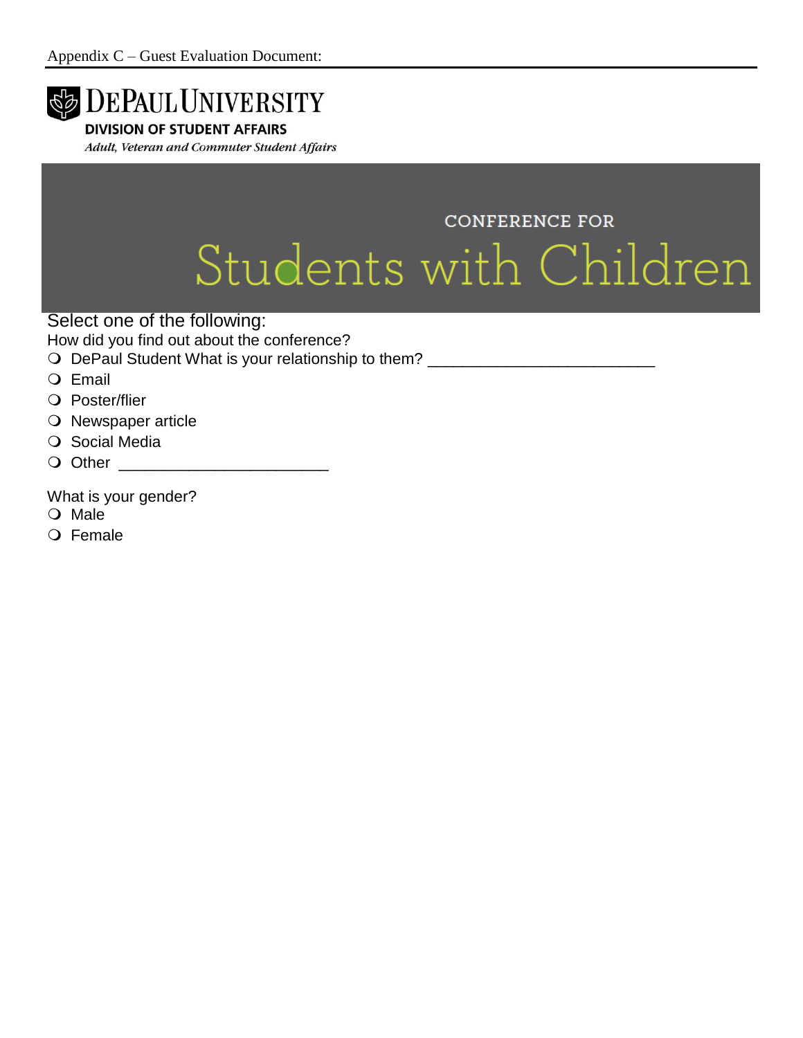Appendix C – Guest Evaluation Document:

# DEPAUL UNIVERSITY

**DIVISION OF STUDENT AFFAIRS**

*Adult, Veteran and Commuter Student Affairs*

CONFERENCE FOR

## Students with Children

Select one of the following:

How did you find out about the conference?

- ❍ DePaul Student What is your relationship to them? ___________________________
- ❍ Email
- ❍ Poster/flier
- ❍ Newspaper article
- ❍ Social Media
- ❍ Other _________________________

What is your gender?

- ❍ Male
- ❍ Female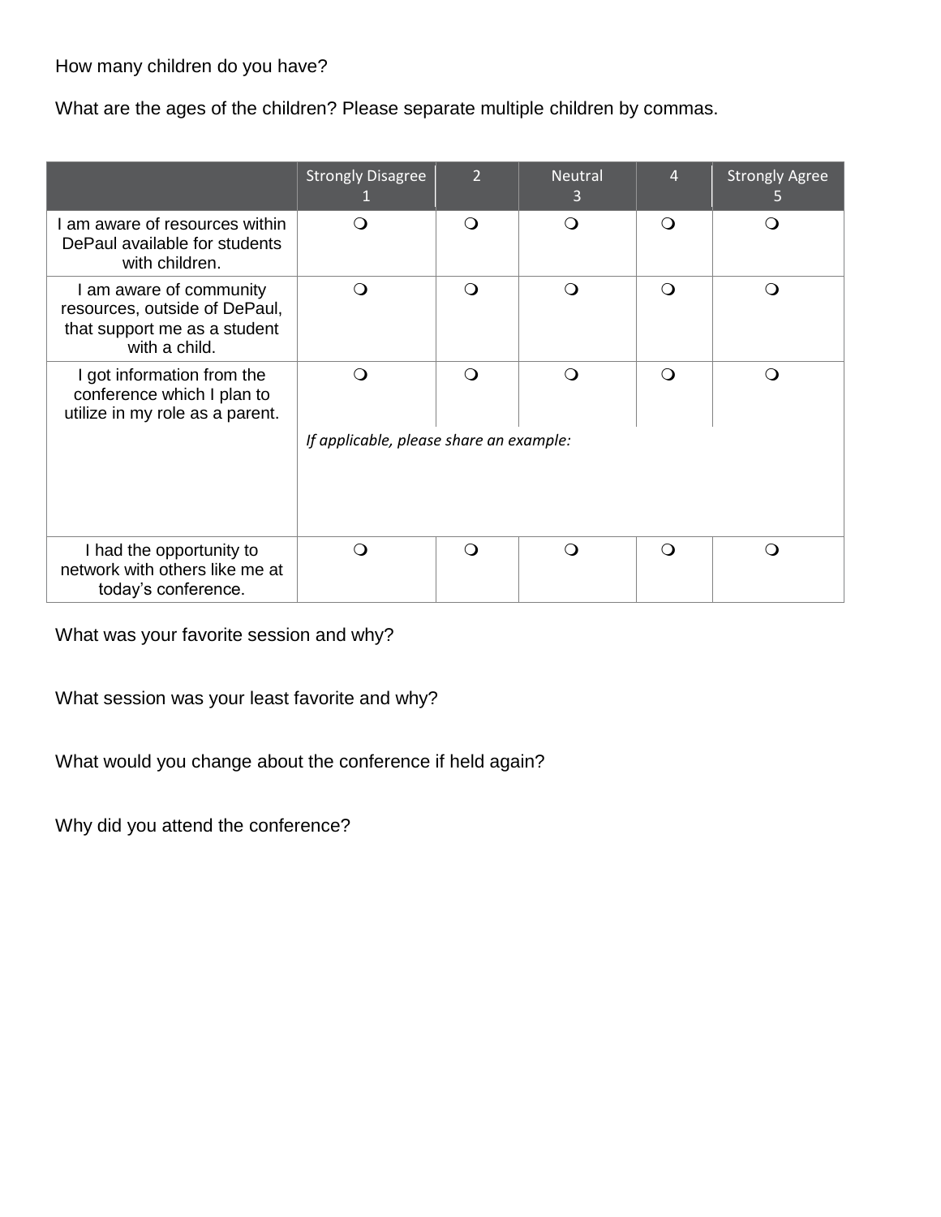How many children do you have?

What are the ages of the children? Please separate multiple children by commas.

| | Strongly Disagree 1 | 2 | Neutral 3 | 4 | Strongly Agree 5 |
|---|---|---|---|---|---|
| I am aware of resources within DePaul available for students with children. | ❍ | ❍ | ❍ | ❍ | ❍ |
| I am aware of community resources, outside of DePaul, that support me as a student with a child. | ❍ | ❍ | ❍ | ❍ | ❍ |
| I got information from the conference which I plan to utilize in my role as a parent. | ❍ | ❍ | ❍ | ❍ | ❍ |
| | *If applicable, please share an example:* | | | | |
| I had the opportunity to network with others like me at today's conference. | ❍ | ❍ | ❍ | ❍ | ❍ |

What was your favorite session and why?

What session was your least favorite and why?

What would you change about the conference if held again?

Why did you attend the conference?